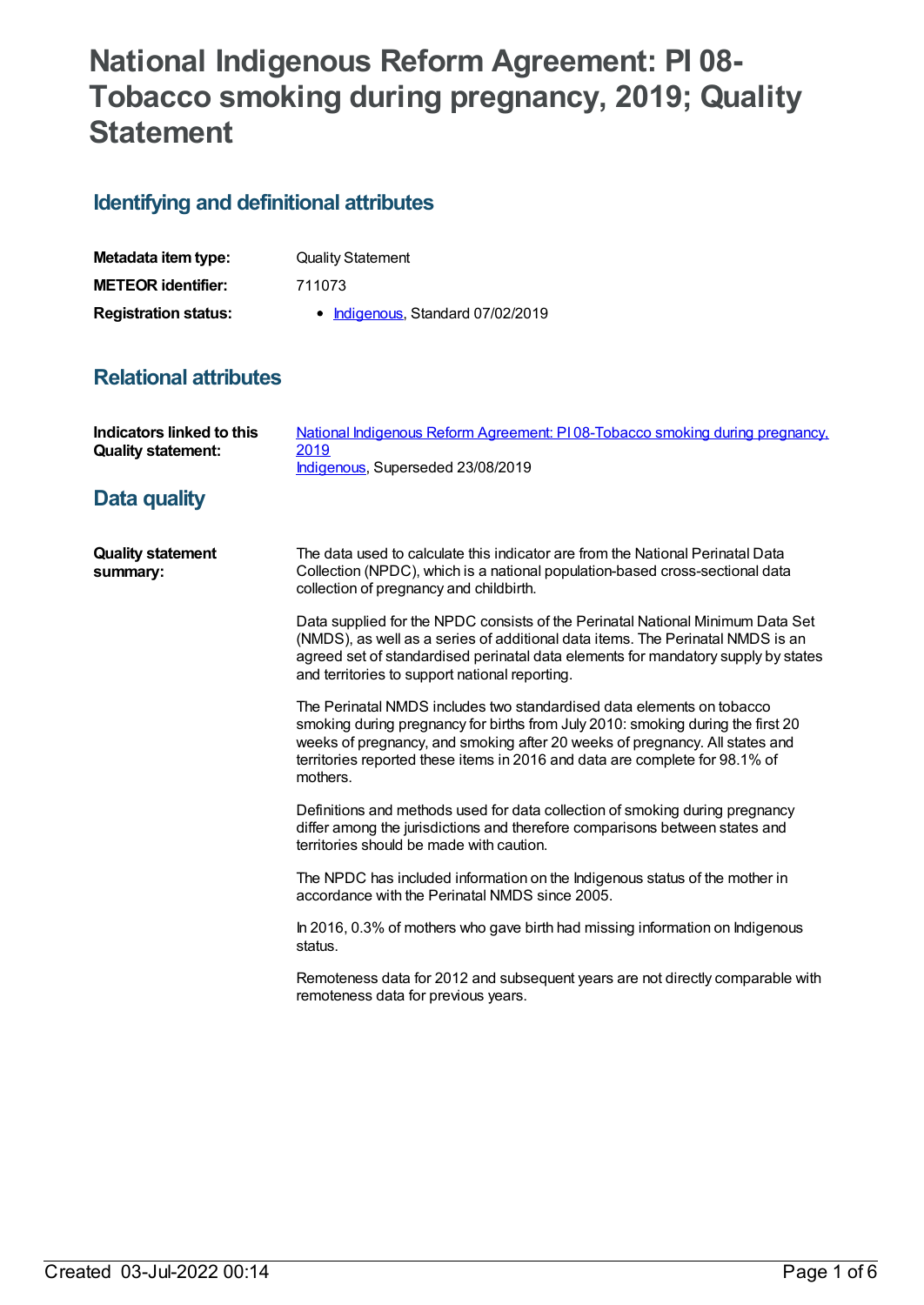# National Indigenous Reform Agreement: PI 08-Tobacco smoking during pregnancy, 2019; Quality Statement

## Identifying and definitional attributes

| | |
|---|---|
| **Metadata item type:** | Quality Statement |
| **METEOR identifier:** | 711073 |
| **Registration status:** | • Indigenous, Standard 07/02/2019 |

## Relational attributes

| | |
|---|---|
| **Indicators linked to this Quality statement:** | National Indigenous Reform Agreement: PI 08-Tobacco smoking during pregnancy, 2019<br>Indigenous, Superseded 23/08/2019 |

## Data quality

**Quality statement summary:**

The data used to calculate this indicator are from the National Perinatal Data Collection (NPDC), which is a national population-based cross-sectional data collection of pregnancy and childbirth.

Data supplied for the NPDC consists of the Perinatal National Minimum Data Set (NMDS), as well as a series of additional data items. The Perinatal NMDS is an agreed set of standardised perinatal data elements for mandatory supply by states and territories to support national reporting.

The Perinatal NMDS includes two standardised data elements on tobacco smoking during pregnancy for births from July 2010: smoking during the first 20 weeks of pregnancy, and smoking after 20 weeks of pregnancy. All states and territories reported these items in 2016 and data are complete for 98.1% of mothers.

Definitions and methods used for data collection of smoking during pregnancy differ among the jurisdictions and therefore comparisons between states and territories should be made with caution.

The NPDC has included information on the Indigenous status of the mother in accordance with the Perinatal NMDS since 2005.

In 2016, 0.3% of mothers who gave birth had missing information on Indigenous status.

Remoteness data for 2012 and subsequent years are not directly comparable with remoteness data for previous years.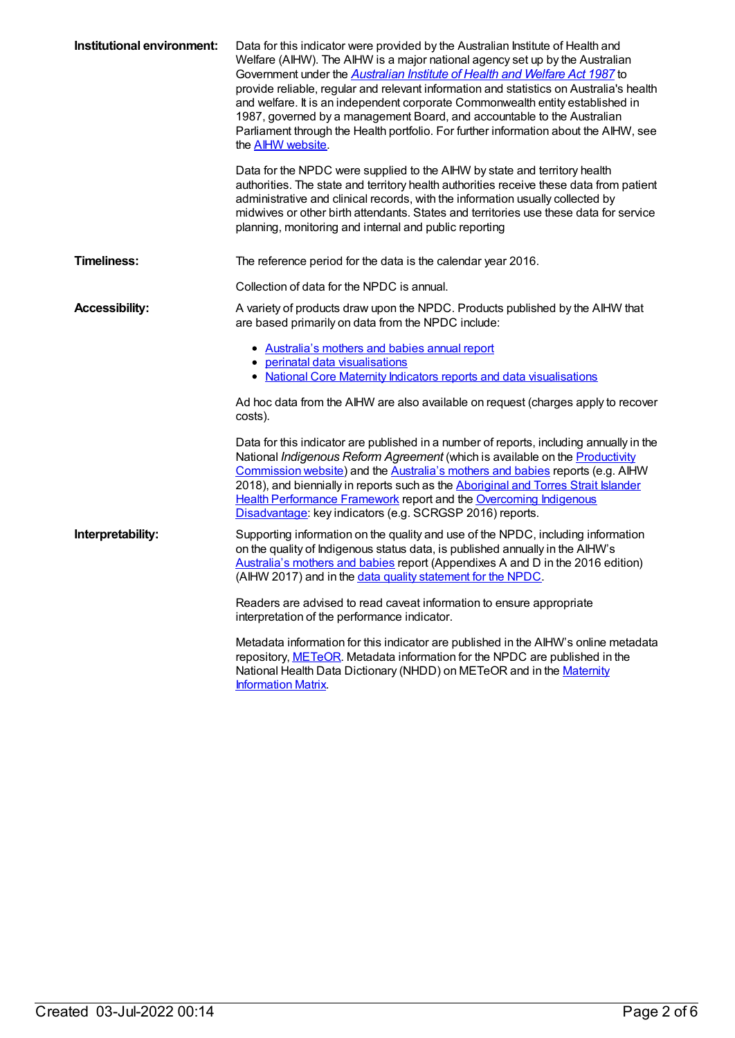**Institutional environment:**

Data for this indicator were provided by the Australian Institute of Health and Welfare (AIHW). The AIHW is a major national agency set up by the Australian Government under the *Australian Institute of Health and Welfare Act 1987* to provide reliable, regular and relevant information and statistics on Australia's health and welfare. It is an independent corporate Commonwealth entity established in 1987, governed by a management Board, and accountable to the Australian Parliament through the Health portfolio. For further information about the AIHW, see the AIHW website.

Data for the NPDC were supplied to the AIHW by state and territory health authorities. The state and territory health authorities receive these data from patient administrative and clinical records, with the information usually collected by midwives or other birth attendants. States and territories use these data for service planning, monitoring and internal and public reporting

**Timeliness:**

The reference period for the data is the calendar year 2016.

Collection of data for the NPDC is annual.

**Accessibility:**

A variety of products draw upon the NPDC. Products published by the AIHW that are based primarily on data from the NPDC include:

- Australia's mothers and babies annual report
- perinatal data visualisations
- National Core Maternity Indicators reports and data visualisations

Ad hoc data from the AIHW are also available on request (charges apply to recover costs).

Data for this indicator are published in a number of reports, including annually in the National *Indigenous Reform Agreement* (which is available on the Productivity Commission website) and the Australia's mothers and babies reports (e.g. AIHW 2018), and biennially in reports such as the Aboriginal and Torres Strait Islander Health Performance Framework report and the Overcoming Indigenous Disadvantage: key indicators (e.g. SCRGSP 2016) reports.

**Interpretability:**

Supporting information on the quality and use of the NPDC, including information on the quality of Indigenous status data, is published annually in the AIHW's Australia's mothers and babies report (Appendixes A and D in the 2016 edition) (AIHW 2017) and in the data quality statement for the NPDC.

Readers are advised to read caveat information to ensure appropriate interpretation of the performance indicator.

Metadata information for this indicator are published in the AIHW's online metadata repository, METeOR. Metadata information for the NPDC are published in the National Health Data Dictionary (NHDD) on METeOR and in the Maternity Information Matrix.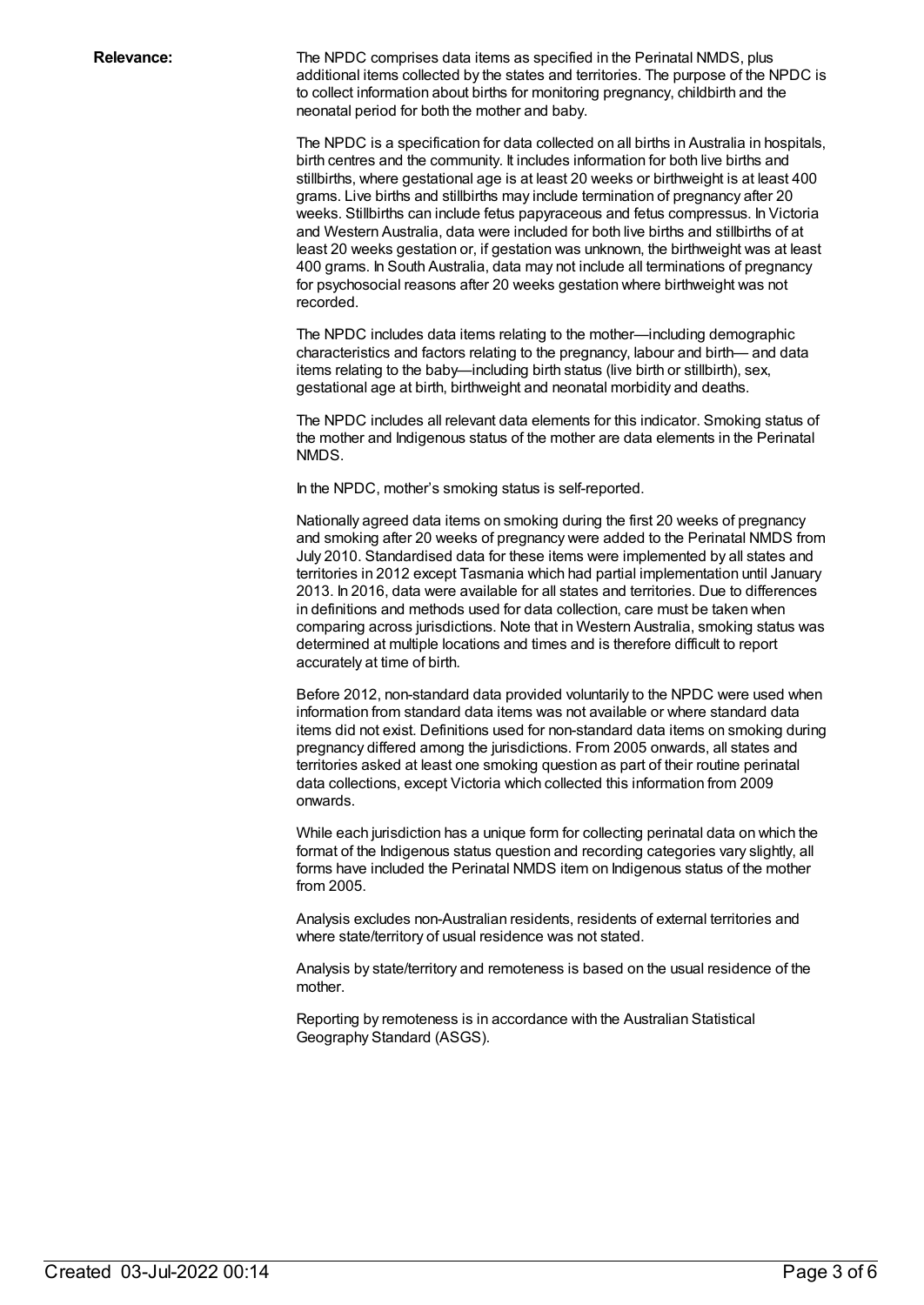**Relevance:** The NPDC comprises data items as specified in the Perinatal NMDS, plus additional items collected by the states and territories. The purpose of the NPDC is to collect information about births for monitoring pregnancy, childbirth and the neonatal period for both the mother and baby.

The NPDC is a specification for data collected on all births in Australia in hospitals, birth centres and the community. It includes information for both live births and stillbirths, where gestational age is at least 20 weeks or birthweight is at least 400 grams. Live births and stillbirths may include termination of pregnancy after 20 weeks. Stillbirths can include fetus papyraceous and fetus compressus. In Victoria and Western Australia, data were included for both live births and stillbirths of at least 20 weeks gestation or, if gestation was unknown, the birthweight was at least 400 grams. In South Australia, data may not include all terminations of pregnancy for psychosocial reasons after 20 weeks gestation where birthweight was not recorded.

The NPDC includes data items relating to the mother—including demographic characteristics and factors relating to the pregnancy, labour and birth— and data items relating to the baby—including birth status (live birth or stillbirth), sex, gestational age at birth, birthweight and neonatal morbidity and deaths.

The NPDC includes all relevant data elements for this indicator. Smoking status of the mother and Indigenous status of the mother are data elements in the Perinatal NMDS.

In the NPDC, mother's smoking status is self-reported.

Nationally agreed data items on smoking during the first 20 weeks of pregnancy and smoking after 20 weeks of pregnancy were added to the Perinatal NMDS from July 2010. Standardised data for these items were implemented by all states and territories in 2012 except Tasmania which had partial implementation until January 2013. In 2016, data were available for all states and territories. Due to differences in definitions and methods used for data collection, care must be taken when comparing across jurisdictions. Note that in Western Australia, smoking status was determined at multiple locations and times and is therefore difficult to report accurately at time of birth.

Before 2012, non-standard data provided voluntarily to the NPDC were used when information from standard data items was not available or where standard data items did not exist. Definitions used for non-standard data items on smoking during pregnancy differed among the jurisdictions. From 2005 onwards, all states and territories asked at least one smoking question as part of their routine perinatal data collections, except Victoria which collected this information from 2009 onwards.

While each jurisdiction has a unique form for collecting perinatal data on which the format of the Indigenous status question and recording categories vary slightly, all forms have included the Perinatal NMDS item on Indigenous status of the mother from 2005.

Analysis excludes non-Australian residents, residents of external territories and where state/territory of usual residence was not stated.

Analysis by state/territory and remoteness is based on the usual residence of the mother.

Reporting by remoteness is in accordance with the Australian Statistical Geography Standard (ASGS).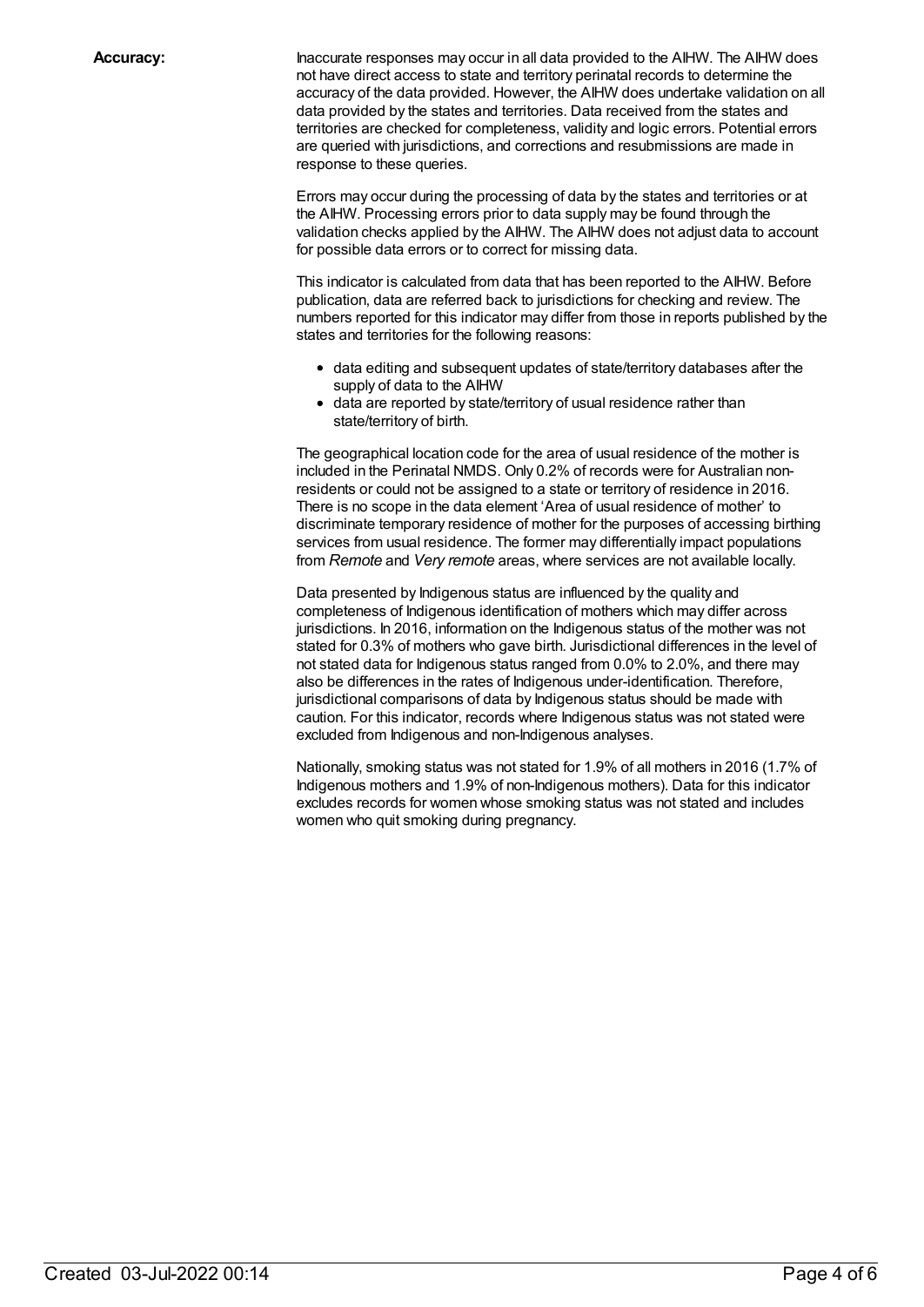**Accuracy:**

Inaccurate responses may occur in all data provided to the AIHW. The AIHW does not have direct access to state and territory perinatal records to determine the accuracy of the data provided. However, the AIHW does undertake validation on all data provided by the states and territories. Data received from the states and territories are checked for completeness, validity and logic errors. Potential errors are queried with jurisdictions, and corrections and resubmissions are made in response to these queries.

Errors may occur during the processing of data by the states and territories or at the AIHW. Processing errors prior to data supply may be found through the validation checks applied by the AIHW. The AIHW does not adjust data to account for possible data errors or to correct for missing data.

This indicator is calculated from data that has been reported to the AIHW. Before publication, data are referred back to jurisdictions for checking and review. The numbers reported for this indicator may differ from those in reports published by the states and territories for the following reasons:

- data editing and subsequent updates of state/territory databases after the supply of data to the AIHW
- data are reported by state/territory of usual residence rather than state/territory of birth.

The geographical location code for the area of usual residence of the mother is included in the Perinatal NMDS. Only 0.2% of records were for Australian non-residents or could not be assigned to a state or territory of residence in 2016. There is no scope in the data element 'Area of usual residence of mother' to discriminate temporary residence of mother for the purposes of accessing birthing services from usual residence. The former may differentially impact populations from *Remote* and *Very remote* areas, where services are not available locally.

Data presented by Indigenous status are influenced by the quality and completeness of Indigenous identification of mothers which may differ across jurisdictions. In 2016, information on the Indigenous status of the mother was not stated for 0.3% of mothers who gave birth. Jurisdictional differences in the level of not stated data for Indigenous status ranged from 0.0% to 2.0%, and there may also be differences in the rates of Indigenous under-identification. Therefore, jurisdictional comparisons of data by Indigenous status should be made with caution. For this indicator, records where Indigenous status was not stated were excluded from Indigenous and non-Indigenous analyses.

Nationally, smoking status was not stated for 1.9% of all mothers in 2016 (1.7% of Indigenous mothers and 1.9% of non-Indigenous mothers). Data for this indicator excludes records for women whose smoking status was not stated and includes women who quit smoking during pregnancy.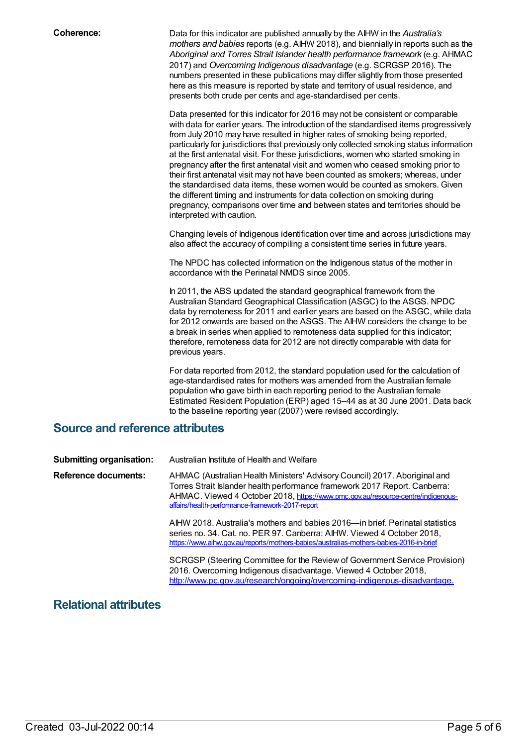**Coherence:**

Data for this indicator are published annually by the AIHW in the *Australia's mothers and babies* reports (e.g. AIHW 2018), and biennially in reports such as the *Aboriginal and Torres Strait Islander health performance framework* (e.g. AHMAC 2017) and *Overcoming Indigenous disadvantage* (e.g. SCRGSP 2016). The numbers presented in these publications may differ slightly from those presented here as this measure is reported by state and territory of usual residence, and presents both crude per cents and age-standardised per cents.

Data presented for this indicator for 2016 may not be consistent or comparable with data for earlier years. The introduction of the standardised items progressively from July 2010 may have resulted in higher rates of smoking being reported, particularly for jurisdictions that previously only collected smoking status information at the first antenatal visit. For these jurisdictions, women who started smoking in pregnancy after the first antenatal visit and women who ceased smoking prior to their first antenatal visit may not have been counted as smokers; whereas, under the standardised data items, these women would be counted as smokers. Given the different timing and instruments for data collection on smoking during pregnancy, comparisons over time and between states and territories should be interpreted with caution.

Changing levels of Indigenous identification over time and across jurisdictions may also affect the accuracy of compiling a consistent time series in future years.

The NPDC has collected information on the Indigenous status of the mother in accordance with the Perinatal NMDS since 2005.

In 2011, the ABS updated the standard geographical framework from the Australian Standard Geographical Classification (ASGC) to the ASGS. NPDC data by remoteness for 2011 and earlier years are based on the ASGC, while data for 2012 onwards are based on the ASGS. The AIHW considers the change to be a break in series when applied to remoteness data supplied for this indicator; therefore, remoteness data for 2012 are not directly comparable with data for previous years.

For data reported from 2012, the standard population used for the calculation of age-standardised rates for mothers was amended from the Australian female population who gave birth in each reporting period to the Australian female Estimated Resident Population (ERP) aged 15–44 as at 30 June 2001. Data back to the baseline reporting year (2007) were revised accordingly.

## Source and reference attributes

**Submitting organisation:** Australian Institute of Health and Welfare

**Reference documents:**

AHMAC (Australian Health Ministers' Advisory Council) 2017. Aboriginal and Torres Strait Islander health performance framework 2017 Report. Canberra: AHMAC. Viewed 4 October 2018, https://www.pmc.gov.au/resource-centre/indigenous-affairs/health-performance-framework-2017-report

AIHW 2018. Australia's mothers and babies 2016—in brief. Perinatal statistics series no. 34. Cat. no. PER 97. Canberra: AIHW. Viewed 4 October 2018, https://www.aihw.gov.au/reports/mothers-babies/australias-mothers-babies-2016-in-brief

SCRGSP (Steering Committee for the Review of Government Service Provision) 2016. Overcoming Indigenous disadvantage. Viewed 4 October 2018, http://www.pc.gov.au/research/ongoing/overcoming-indigenous-disadvantage.

## Relational attributes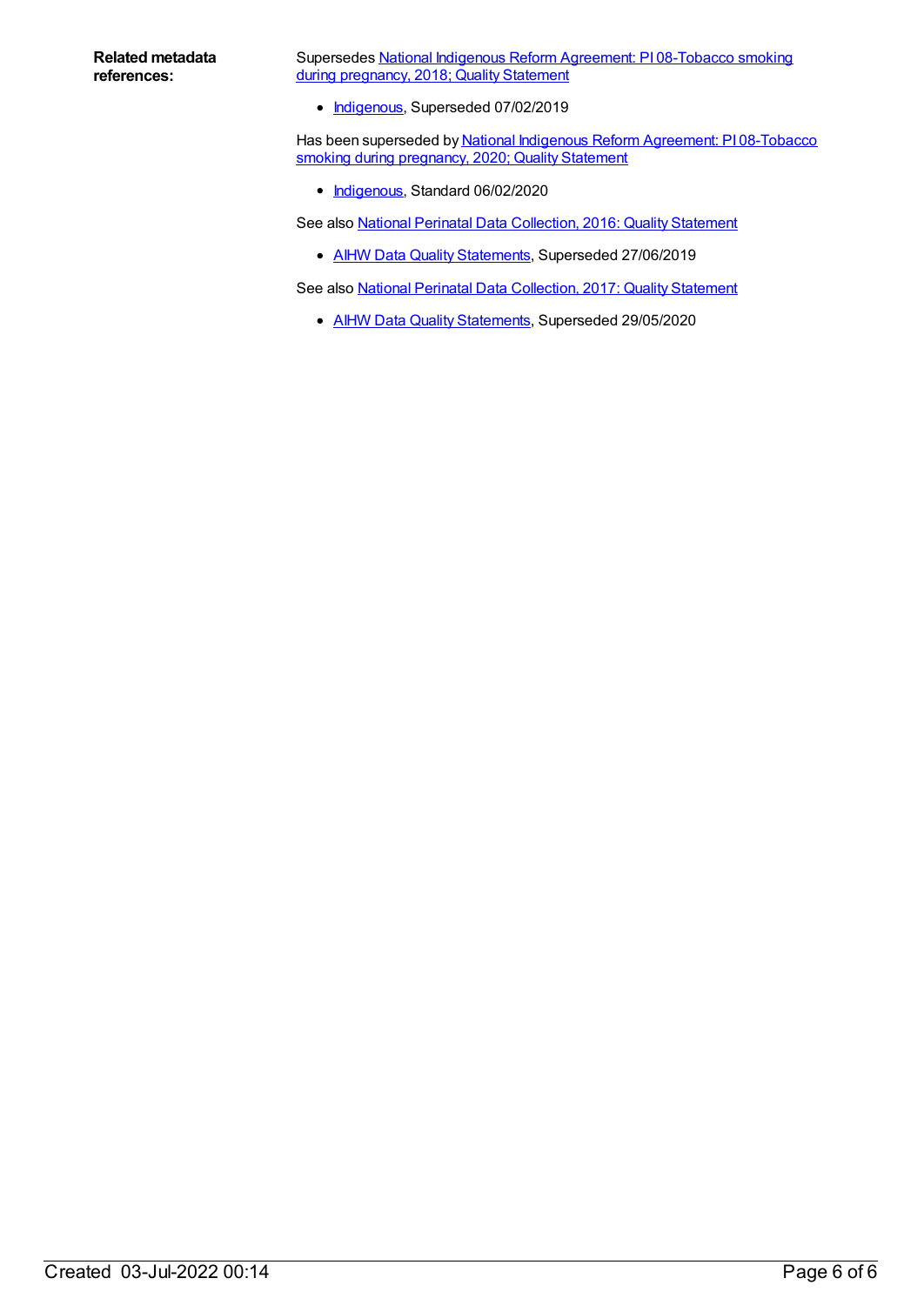**Related metadata references:**

Supersedes National Indigenous Reform Agreement: PI 08-Tobacco smoking during pregnancy, 2018; Quality Statement

- Indigenous, Superseded 07/02/2019

Has been superseded by National Indigenous Reform Agreement: PI 08-Tobacco smoking during pregnancy, 2020; Quality Statement

- Indigenous, Standard 06/02/2020

See also National Perinatal Data Collection, 2016: Quality Statement

- AIHW Data Quality Statements, Superseded 27/06/2019

See also National Perinatal Data Collection, 2017: Quality Statement

- AIHW Data Quality Statements, Superseded 29/05/2020